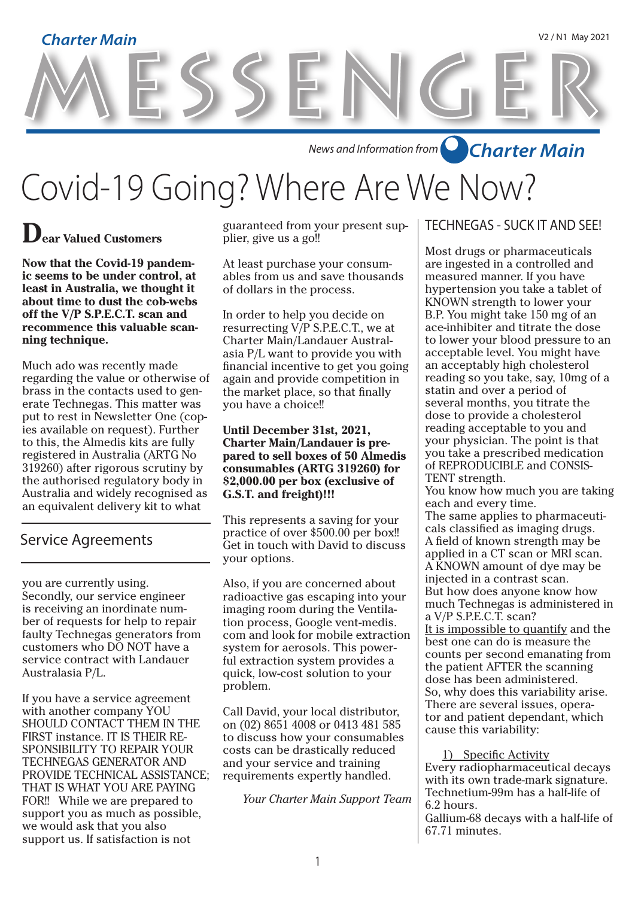Charter Main

# MESSENGER

V2 / N1 May 2021

News and Information from Charter Main

# Covid-19 Going? Where Are We Now?

**Dear Valued Customers**

**Now that the Covid-19 pandemic seems to be under control, at least in Australia, we thought it about time to dust the cob-webs off the V/P S.P.E.C.T. scan and recommence this valuable scanning technique.**

Much ado was recently made regarding the value or otherwise of brass in the contacts used to generate Technegas. This matter was put to rest in Newsletter One (copies available on request). Further to this, the Almedis kits are fully registered in Australia (ARTG No 319260) after rigorous scrutiny by the authorised regulatory body in Australia and widely recognised as an equivalent delivery kit to what you are currently using.

## Service Agreements

Secondly, our service engineer is receiving an inordinate number of requests for help to repair faulty Technegas generators from customers who DO NOT have a service contract with Landauer Australasia P/L.

If you have a service agreement with another company YOU SHOULD CONTACT THEM IN THE FIRST instance. IT IS THEIR RESPONSIBILITY TO REPAIR YOUR TECHNEGAS GENERATOR AND PROVIDE TECHNICAL ASSISTANCE; THAT IS WHAT YOU ARE PAYING FOR!! While we are prepared to support you as much as possible, we would ask that you also support us. If satisfaction is not guaranteed from your present supplier, give us a go!!

At least purchase your consumables from us and save thousands of dollars in the process.

In order to help you decide on resurrecting V/P S.P.E.C.T., we at Charter Main/Landauer Australasia P/L want to provide you with financial incentive to get you going again and provide competition in the market place, so that finally you have a choice!!

**Until December 31st, 2021, Charter Main/Landauer is prepared to sell boxes of 50 Almedis consumables (ARTG 319260) for $2,000.00 per box (exclusive of G.S.T. and freight)!!!**

This represents a saving for your practice of over $500.00 per box!! Get in touch with David to discuss your options.

Also, if you are concerned about radioactive gas escaping into your imaging room during the Ventilation process, Google vent-medis.com and look for mobile extraction system for aerosols. This powerful extraction system provides a quick, low-cost solution to your problem.

Call David, your local distributor, on (02) 8651 4008 or 0413 481 585 to discuss how your consumables costs can be drastically reduced and your service and training requirements expertly handled.

*Your Charter Main Support Team*

## TECHNEGAS - SUCK IT AND SEE!

Most drugs or pharmaceuticals are ingested in a controlled and measured manner. If you have hypertension you take a tablet of KNOWN strength to lower your B.P. You might take 150 mg of an ace-inhibiter and titrate the dose to lower your blood pressure to an acceptable level. You might have an acceptably high cholesterol reading so you take, say, 10mg of a statin and over a period of several months, you titrate the dose to provide a cholesterol reading acceptable to you and your physician. The point is that you take a prescribed medication of REPRODUCIBLE and CONSISTENT strength.
You know how much you are taking each and every time.
The same applies to pharmaceuticals classified as imaging drugs.
A field of known strength may be applied in a CT scan or MRI scan.
A KNOWN amount of dye may be injected in a contrast scan.
But how does anyone know how much Technegas is administered in a V/P S.P.E.C.T. scan?
<u>It is impossible to quantify</u> and the best one can do is measure the counts per second emanating from the patient AFTER the scanning dose has been administered.
So, why does this variability arise. There are several issues, operator and patient dependant, which cause this variability:

1) <u>Specific Activity</u>

Every radiopharmaceutical decays with its own trade-mark signature. Technetium-99m has a half-life of 6.2 hours.
Gallium-68 decays with a half-life of 67.71 minutes.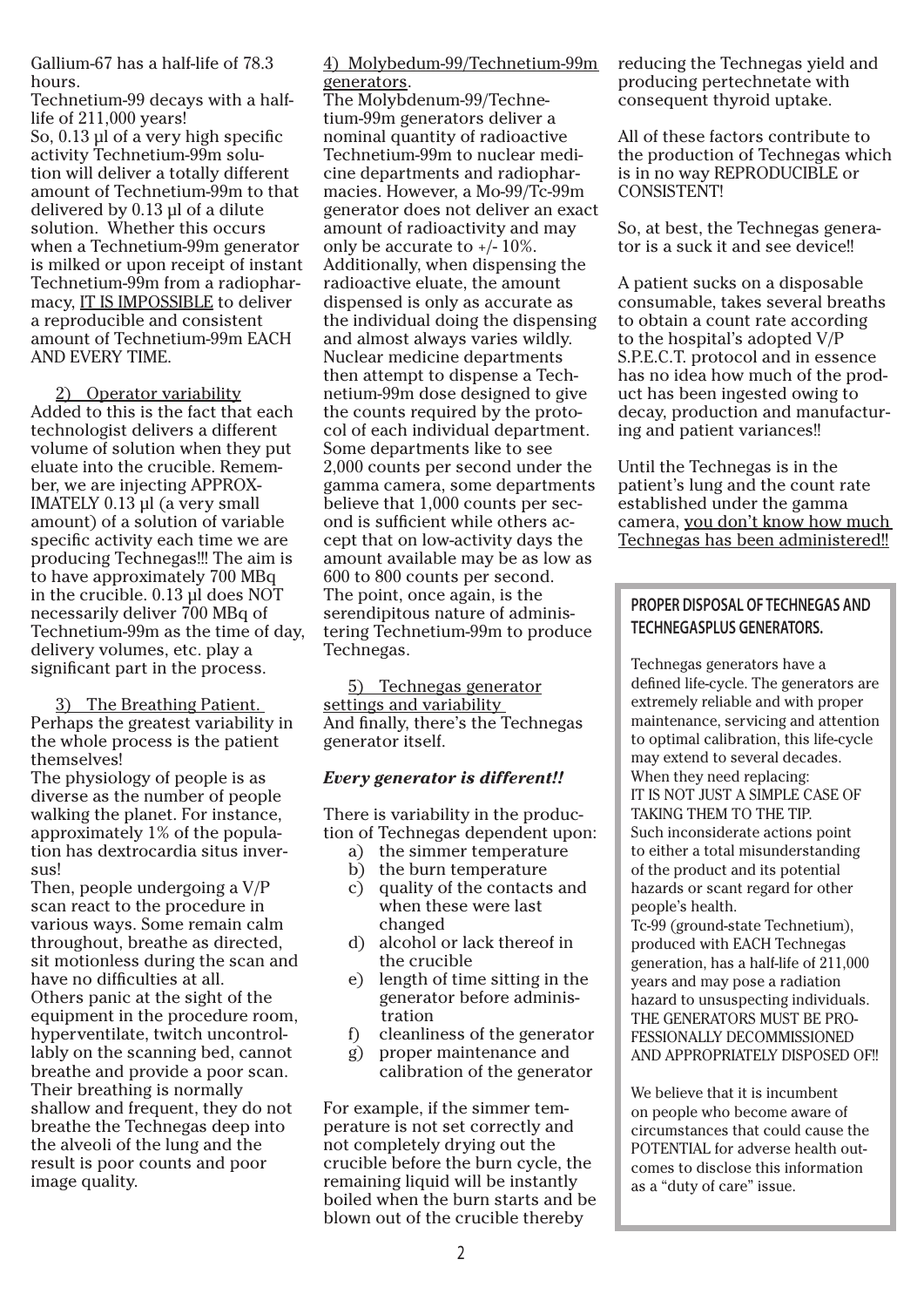Gallium-67 has a half-life of 78.3 hours.
Technetium-99 decays with a half-life of 211,000 years!
So, 0.13 µl of a very high specific activity Technetium-99m solution will deliver a totally different amount of Technetium-99m to that delivered by 0.13 µl of a dilute solution. Whether this occurs when a Technetium-99m generator is milked or upon receipt of instant Technetium-99m from a radiopharmacy, IT IS IMPOSSIBLE to deliver a reproducible and consistent amount of Technetium-99m EACH AND EVERY TIME.

2) Operator variability
Added to this is the fact that each technologist delivers a different volume of solution when they put eluate into the crucible. Remember, we are injecting APPROXIMATELY 0.13 µl (a very small amount) of a solution of variable specific activity each time we are producing Technegas!!! The aim is to have approximately 700 MBq in the crucible. 0.13 µl does NOT necessarily deliver 700 MBq of Technetium-99m as the time of day, delivery volumes, etc. play a significant part in the process.

3) The Breathing Patient.
Perhaps the greatest variability in the whole process is the patient themselves!
The physiology of people is as diverse as the number of people walking the planet. For instance, approximately 1% of the population has dextrocardia situs inversus!
Then, people undergoing a V/P scan react to the procedure in various ways. Some remain calm throughout, breathe as directed, sit motionless during the scan and have no difficulties at all.
Others panic at the sight of the equipment in the procedure room, hyperventilate, twitch uncontrollably on the scanning bed, cannot breathe and provide a poor scan. Their breathing is normally shallow and frequent, they do not breathe the Technegas deep into the alveoli of the lung and the result is poor counts and poor image quality.

4) Molybedum-99/Technetium-99m generators.
The Molybdenum-99/Technetium-99m generators deliver a nominal quantity of radioactive Technetium-99m to nuclear medicine departments and radiopharmacies. However, a Mo-99/Tc-99m generator does not deliver an exact amount of radioactivity and may only be accurate to +/- 10%. Additionally, when dispensing the radioactive eluate, the amount dispensed is only as accurate as the individual doing the dispensing and almost always varies wildly. Nuclear medicine departments then attempt to dispense a Technetium-99m dose designed to give the counts required by the protocol of each individual department. Some departments like to see 2,000 counts per second under the gamma camera, some departments believe that 1,000 counts per second is sufficient while others accept that on low-activity days the amount available may be as low as 600 to 800 counts per second. The point, once again, is the serendipitous nature of administering Technetium-99m to produce Technegas.

5) Technegas generator settings and variability
And finally, there's the Technegas generator itself.

***Every generator is different!!***

There is variability in the production of Technegas dependent upon:

a) the simmer temperature
b) the burn temperature
c) quality of the contacts and when these were last changed
d) alcohol or lack thereof in the crucible
e) length of time sitting in the generator before administration
f) cleanliness of the generator
g) proper maintenance and calibration of the generator

For example, if the simmer temperature is not set correctly and not completely drying out the crucible before the burn cycle, the remaining liquid will be instantly boiled when the burn starts and be blown out of the crucible thereby reducing the Technegas yield and producing pertechnetate with consequent thyroid uptake.

All of these factors contribute to the production of Technegas which is in no way REPRODUCIBLE or CONSISTENT!

So, at best, the Technegas generator is a suck it and see device!!

A patient sucks on a disposable consumable, takes several breaths to obtain a count rate according to the hospital's adopted V/P S.P.E.C.T. protocol and in essence has no idea how much of the product has been ingested owing to decay, production and manufacturing and patient variances!!

Until the Technegas is in the patient's lung and the count rate established under the gamma camera, you don't know how much Technegas has been administered!!

## PROPER DISPOSAL OF TECHNEGAS AND TECHNEGASPLUS GENERATORS.

Technegas generators have a defined life-cycle. The generators are extremely reliable and with proper maintenance, servicing and attention to optimal calibration, this life-cycle may extend to several decades.
When they need replacing:
IT IS NOT JUST A SIMPLE CASE OF TAKING THEM TO THE TIP.
Such inconsiderate actions point to either a total misunderstanding of the product and its potential hazards or scant regard for other people's health.
Tc-99 (ground-state Technetium), produced with EACH Technegas generation, has a half-life of 211,000 years and may pose a radiation hazard to unsuspecting individuals.
THE GENERATORS MUST BE PROFESSIONALLY DECOMMISSIONED AND APPROPRIATELY DISPOSED OF!!

We believe that it is incumbent on people who become aware of circumstances that could cause the POTENTIAL for adverse health outcomes to disclose this information as a "duty of care" issue.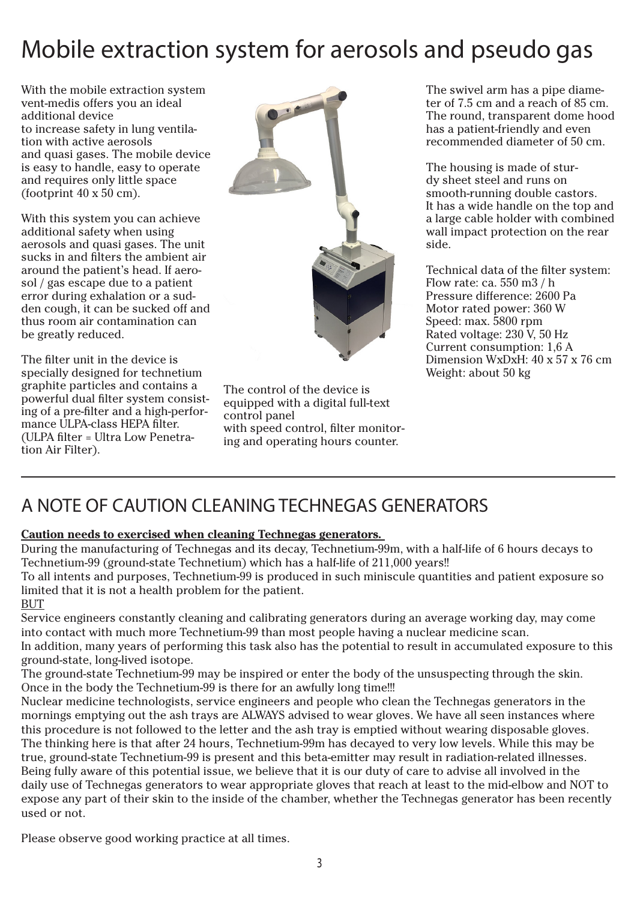# Mobile extraction system for aerosols and pseudo gas

With the mobile extraction system vent-medis offers you an ideal additional device to increase safety in lung ventilation with active aerosols and quasi gases. The mobile device is easy to handle, easy to operate and requires only little space (footprint 40 x 50 cm).

With this system you can achieve additional safety when using aerosols and quasi gases. The unit sucks in and filters the ambient air around the patient's head. If aerosol / gas escape due to a patient error during exhalation or a sudden cough, it can be sucked off and thus room air contamination can be greatly reduced.

The filter unit in the device is specially designed for technetium graphite particles and contains a powerful dual filter system consisting of a pre-filter and a high-performance ULPA-class HEPA filter. (ULPA filter = Ultra Low Penetration Air Filter).

The control of the device is equipped with a digital full-text control panel with speed control, filter monitoring and operating hours counter.

The swivel arm has a pipe diameter of 7.5 cm and a reach of 85 cm. The round, transparent dome hood has a patient-friendly and even recommended diameter of 50 cm.

The housing is made of sturdy sheet steel and runs on smooth-running double castors. It has a wide handle on the top and a large cable holder with combined wall impact protection on the rear side.

Technical data of the filter system:
Flow rate: ca. 550 m3 / h
Pressure difference: 2600 Pa
Motor rated power: 360 W
Speed: max. 5800 rpm
Rated voltage: 230 V, 50 Hz
Current consumption: 1,6 A
Dimension WxDxH: 40 x 57 x 76 cm
Weight: about 50 kg

---

## A NOTE OF CAUTION CLEANING TECHNEGAS GENERATORS

**Caution needs to exercised when cleaning Technegas generators.**

During the manufacturing of Technegas and its decay, Technetium-99m, with a half-life of 6 hours decays to Technetium-99 (ground-state Technetium) which has a half-life of 211,000 years!!

To all intents and purposes, Technetium-99 is produced in such miniscule quantities and patient exposure so limited that it is not a health problem for the patient.

BUT

Service engineers constantly cleaning and calibrating generators during an average working day, may come into contact with much more Technetium-99 than most people having a nuclear medicine scan.

In addition, many years of performing this task also has the potential to result in accumulated exposure to this ground-state, long-lived isotope.

The ground-state Technetium-99 may be inspired or enter the body of the unsuspecting through the skin. Once in the body the Technetium-99 is there for an awfully long time!!!

Nuclear medicine technologists, service engineers and people who clean the Technegas generators in the mornings emptying out the ash trays are ALWAYS advised to wear gloves. We have all seen instances where this procedure is not followed to the letter and the ash tray is emptied without wearing disposable gloves. The thinking here is that after 24 hours, Technetium-99m has decayed to very low levels. While this may be true, ground-state Technetium-99 is present and this beta-emitter may result in radiation-related illnesses. Being fully aware of this potential issue, we believe that it is our duty of care to advise all involved in the daily use of Technegas generators to wear appropriate gloves that reach at least to the mid-elbow and NOT to expose any part of their skin to the inside of the chamber, whether the Technegas generator has been recently used or not.

Please observe good working practice at all times.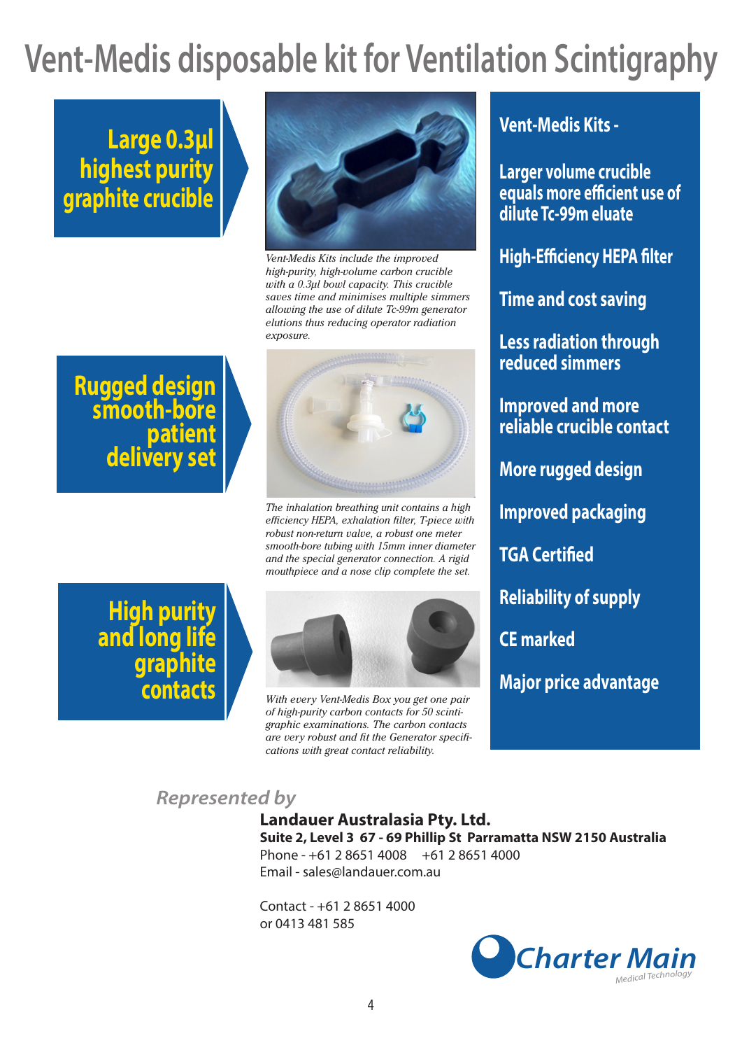# Vent-Medis disposable kit for Ventilation Scintigraphy

**Large 0.3µl highest purity graphite crucible**

*Vent-Medis Kits include the improved high-purity, high-volume carbon crucible with a 0.3µl bowl capacity. This crucible saves time and minimises multiple simmers allowing the use of dilute Tc-99m generator elutions thus reducing operator radiation exposure.*

**Rugged design smooth-bore patient delivery set**

*The inhalation breathing unit contains a high efficiency HEPA, exhalation filter, T-piece with robust non-return valve, a robust one meter smooth-bore tubing with 15mm inner diameter and the special generator connection. A rigid mouthpiece and a nose clip complete the set.*

**High purity and long life graphite contacts**

*With every Vent-Medis Box you get one pair of high-purity carbon contacts for 50 scintigraphic examinations. The carbon contacts are very robust and fit the Generator specifications with great contact reliability.*

## Vent-Medis Kits -

- Larger volume crucible equals more efficient use of dilute Tc-99m eluate
- High-Efficiency HEPA filter
- Time and cost saving
- Less radiation through reduced simmers
- Improved and more reliable crucible contact
- More rugged design
- Improved packaging
- TGA Certified
- Reliability of supply
- CE marked
- Major price advantage

*Represented by*

**Landauer Australasia Pty. Ltd.**
**Suite 2, Level 3 67 - 69 Phillip St Parramatta NSW 2150 Australia**
Phone - +61 2 8651 4008 +61 2 8651 4000
Email - sales@landauer.com.au

Contact - +61 2 8651 4000
or 0413 481 585

Charter Main
Medical Technology